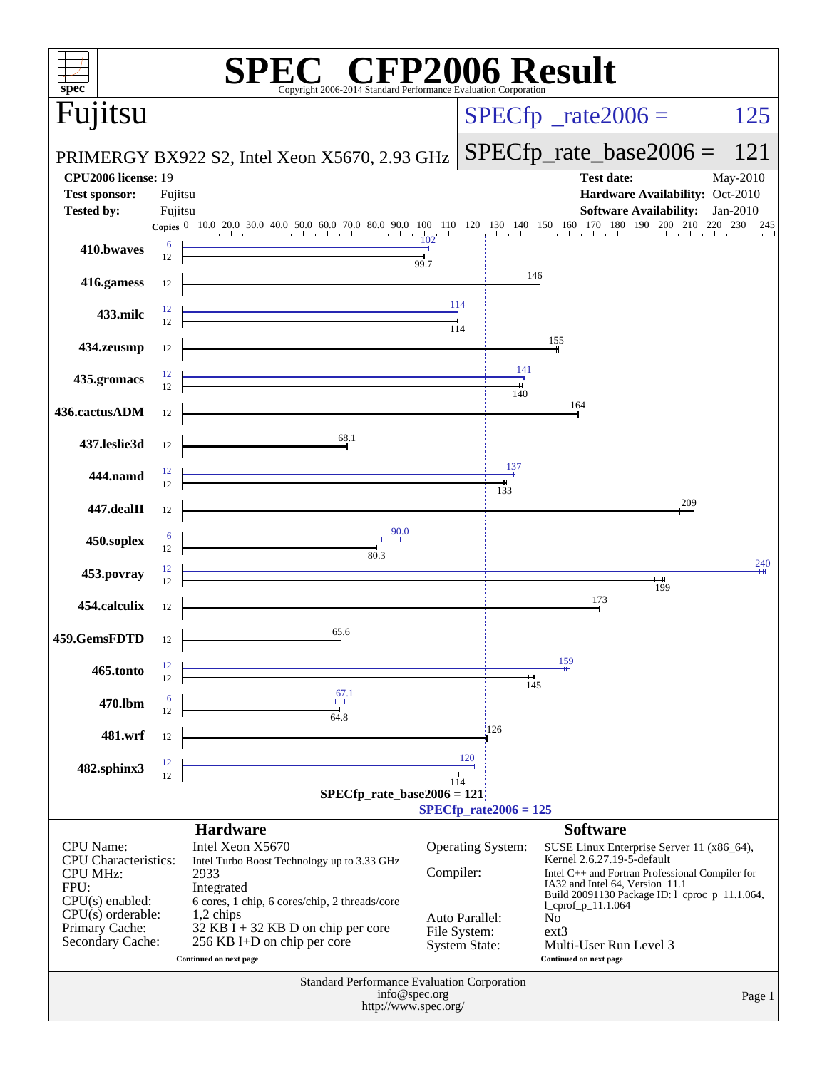# SPEC CFP2006 Result

Copyright 2006-2014 Standard Performance Evaluation Corporation

## Fujitsu

PRIMERGY BX922 S2, Intel Xeon X5670, 2.93 GHz

SPECfp_rate2006 = 125

SPECfp_rate_base2006 = 121

| | | | |
|---|---|---|---|
| **CPU2006 license:** | 19 | **Test date:** | May-2010 |
| **Test sponsor:** | Fujitsu | **Hardware Availability:** | Oct-2010 |
| **Tested by:** | Fujitsu | **Software Availability:** | Jan-2010 |

| Benchmark | Copies (peak) | Peak | Copies (base) | Base |
|---|---|---|---|---|
| 410.bwaves | 6 | 102 | 12 | 99.7 |
| 416.gamess | | | 12 | 146 |
| 433.milc | 12 | 114 | 12 | 114 |
| 434.zeusmp | | | 12 | 155 |
| 435.gromacs | 12 | 141 | 12 | 140 |
| 436.cactusADM | | | 12 | 164 |
| 437.leslie3d | | | 12 | 68.1 |
| 444.namd | 12 | 137 | 12 | 133 |
| 447.dealII | | | 12 | 209 |
| 450.soplex | 6 | 90.0 | 12 | 80.3 |
| 453.povray | 12 | 240 | 12 | 199 |
| 454.calculix | | | 12 | 173 |
| 459.GemsFDTD | | | 12 | 65.6 |
| 465.tonto | 12 | 159 | 12 | 145 |
| 470.lbm | 6 | 67.1 | 12 | 64.8 |
| 481.wrf | | | 12 | 126 |
| 482.sphinx3 | 12 | 120 | 12 | 114 |

SPECfp_rate_base2006 = 121

SPECfp_rate2006 = 125

## Hardware

| | |
|---|---|
| CPU Name: | Intel Xeon X5670 |
| CPU Characteristics: | Intel Turbo Boost Technology up to 3.33 GHz |
| CPU MHz: | 2933 |
| FPU: | Integrated |
| CPU(s) enabled: | 6 cores, 1 chip, 6 cores/chip, 2 threads/core |
| CPU(s) orderable: | 1,2 chips |
| Primary Cache: | 32 KB I + 32 KB D on chip per core |
| Secondary Cache: | 256 KB I+D on chip per core |

Continued on next page

## Software

| | |
|---|---|
| Operating System: | SUSE Linux Enterprise Server 11 (x86_64), Kernel 2.6.27.19-5-default |
| Compiler: | Intel C++ and Fortran Professional Compiler for IA32 and Intel 64, Version 11.1 Build 20091130 Package ID: l_cproc_p_11.1.064, l_cprof_p_11.1.064 |
| Auto Parallel: | No |
| File System: | ext3 |
| System State: | Multi-User Run Level 3 |

Continued on next page

Standard Performance Evaluation Corporation
info@spec.org
http://www.spec.org/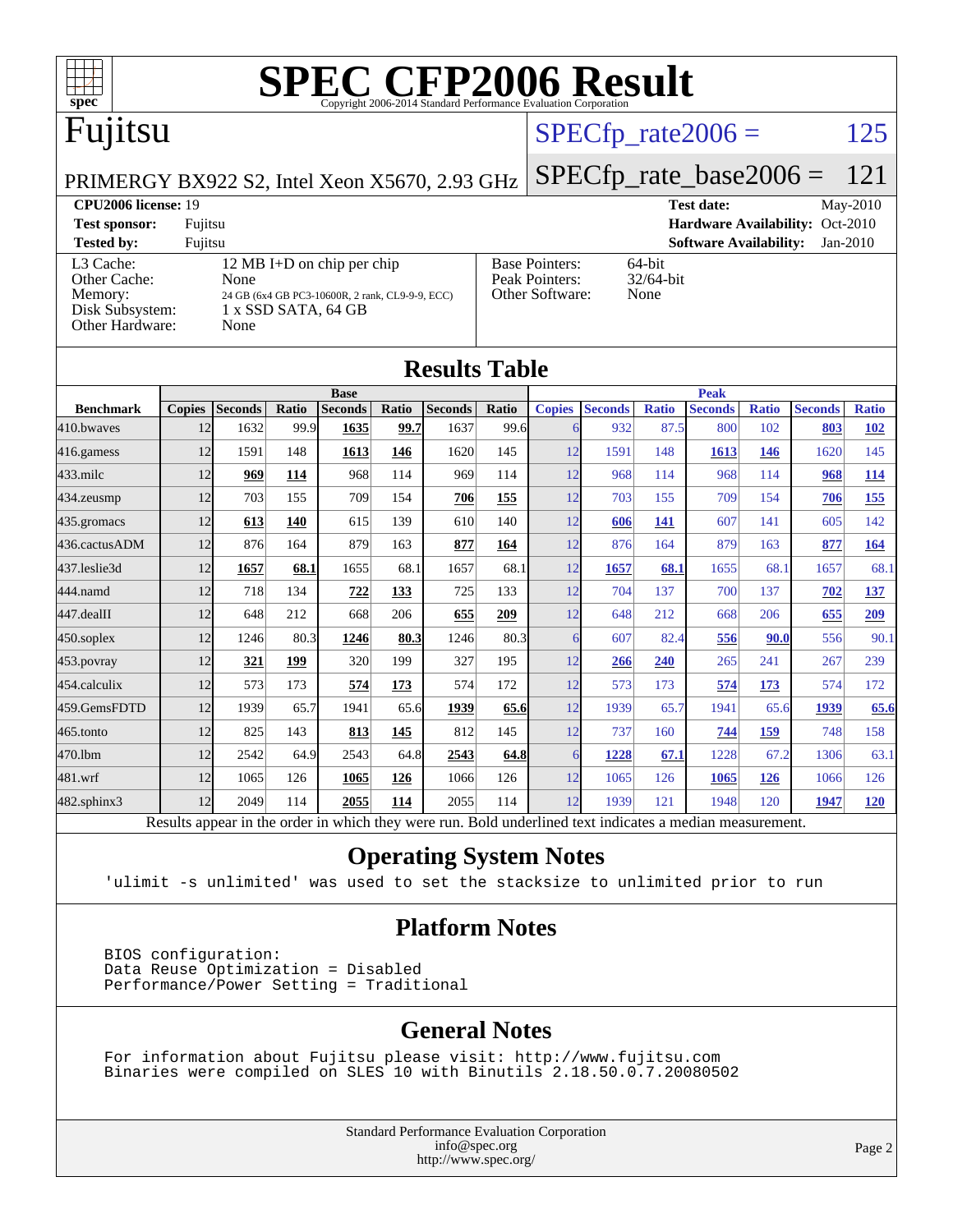# SPEC CFP2006 Result

Copyright 2006-2014 Standard Performance Evaluation Corporation

## Fujitsu

PRIMERGY BX922 S2, Intel Xeon X5670, 2.93 GHz

SPECfp_rate2006 = 125

SPECfp_rate_base2006 = 121

| | | | |
|---|---|---|---|
| **CPU2006 license:** 19 | | **Test date:** | May-2010 |
| **Test sponsor:** | Fujitsu | **Hardware Availability:** | Oct-2010 |
| **Tested by:** | Fujitsu | **Software Availability:** | Jan-2010 |

| | |
|---|---|
| L3 Cache: | 12 MB I+D on chip per chip |
| Other Cache: | None |
| Memory: | 24 GB (6x4 GB PC3-10600R, 2 rank, CL9-9-9, ECC) |
| Disk Subsystem: | 1 x SSD SATA, 64 GB |
| Other Hardware: | None |

| | |
|---|---|
| Base Pointers: | 64-bit |
| Peak Pointers: | 32/64-bit |
| Other Software: | None |

## Results Table

| | Base | | | | | | | Peak | | | | | | |
|---|---|---|---|---|---|---|---|---|---|---|---|---|---|---|
| **Benchmark** | **Copies** | **Seconds** | **Ratio** | **Seconds** | **Ratio** | **Seconds** | **Ratio** | **Copies** | **Seconds** | **Ratio** | **Seconds** | **Ratio** | **Seconds** | **Ratio** |
| 410.bwaves | 12 | 1632 | 99.9 | **1635** | **99.7** | 1637 | 99.6 | 6 | 932 | 87.5 | 800 | 102 | **803** | **102** |
| 416.gamess | 12 | 1591 | 148 | **1613** | **146** | 1620 | 145 | 12 | 1591 | 148 | **1613** | **146** | 1620 | 145 |
| 433.milc | 12 | **969** | **114** | 968 | 114 | 969 | 114 | 12 | 968 | 114 | 968 | 114 | **968** | **114** |
| 434.zeusmp | 12 | 703 | 155 | 709 | 154 | **706** | **155** | 12 | 703 | 155 | 709 | 154 | **706** | **155** |
| 435.gromacs | 12 | **613** | **140** | 615 | 139 | 610 | 140 | 12 | **606** | **141** | 607 | 141 | 605 | 142 |
| 436.cactusADM | 12 | 876 | 164 | 879 | 163 | **877** | **164** | 12 | 876 | 164 | 879 | 163 | **877** | **164** |
| 437.leslie3d | 12 | **1657** | **68.1** | 1655 | 68.1 | 1657 | 68.1 | 12 | **1657** | **68.1** | 1655 | 68.1 | 1657 | 68.1 |
| 444.namd | 12 | 718 | 134 | **722** | **133** | 725 | 133 | 12 | 704 | 137 | 700 | 137 | **702** | **137** |
| 447.dealII | 12 | 648 | 212 | 668 | 206 | **655** | **209** | 12 | 648 | 212 | 668 | 206 | **655** | **209** |
| 450.soplex | 12 | 1246 | 80.3 | **1246** | **80.3** | 1246 | 80.3 | 6 | 607 | 82.4 | **556** | **90.0** | 556 | 90.1 |
| 453.povray | 12 | **321** | **199** | 320 | 199 | 327 | 195 | 12 | **266** | **240** | 265 | 241 | 267 | 239 |
| 454.calculix | 12 | 573 | 173 | **574** | **173** | 574 | 172 | 12 | 573 | 173 | **574** | **173** | 574 | 172 |
| 459.GemsFDTD | 12 | 1939 | 65.7 | 1941 | 65.6 | **1939** | **65.6** | 12 | 1939 | 65.7 | 1941 | 65.6 | **1939** | **65.6** |
| 465.tonto | 12 | 825 | 143 | **813** | **145** | 812 | 145 | 12 | 737 | 160 | **744** | **159** | 748 | 158 |
| 470.lbm | 12 | 2542 | 64.9 | 2543 | 64.8 | **2543** | **64.8** | 6 | **1228** | **67.1** | 1228 | 67.2 | 1306 | 63.1 |
| 481.wrf | 12 | 1065 | 126 | **1065** | **126** | 1066 | 126 | 12 | 1065 | 126 | **1065** | **126** | 1066 | 126 |
| 482.sphinx3 | 12 | 2049 | 114 | **2055** | **114** | 2055 | 114 | 12 | 1939 | 121 | 1948 | 120 | **1947** | **120** |

Results appear in the order in which they were run. Bold underlined text indicates a median measurement.

## Operating System Notes

'ulimit -s unlimited' was used to set the stacksize to unlimited prior to run

## Platform Notes

BIOS configuration:
Data Reuse Optimization = Disabled
Performance/Power Setting = Traditional

## General Notes

For information about Fujitsu please visit: http://www.fujitsu.com
Binaries were compiled on SLES 10 with Binutils 2.18.50.0.7.20080502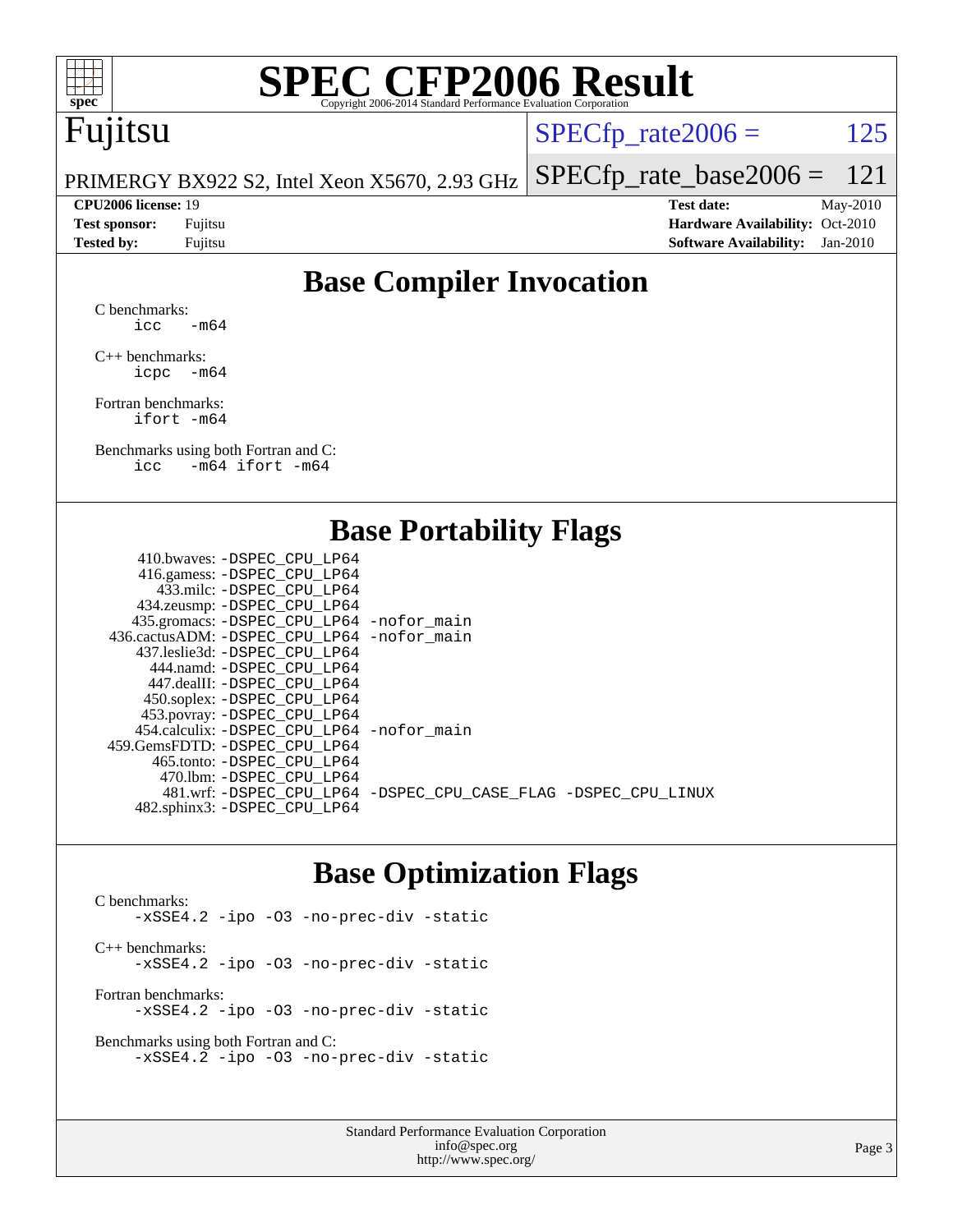# SPEC CFP2006 Result

Copyright 2006-2014 Standard Performance Evaluation Corporation

**Fujitsu**

PRIMERGY BX922 S2, Intel Xeon X5670, 2.93 GHz

SPECfp_rate2006 = 125

SPECfp_rate_base2006 = 121

**CPU2006 license:** 19
**Test sponsor:** Fujitsu
**Tested by:** Fujitsu

**Test date:** May-2010
**Hardware Availability:** Oct-2010
**Software Availability:** Jan-2010

## Base Compiler Invocation

C benchmarks:
```
icc   -m64
```

C++ benchmarks:
```
icpc  -m64
```

Fortran benchmarks:
```
ifort -m64
```

Benchmarks using both Fortran and C:
```
icc   -m64 ifort -m64
```

## Base Portability Flags

| Benchmark | Flags |
|---|---|
| 410.bwaves: | -DSPEC_CPU_LP64 |
| 416.gamess: | -DSPEC_CPU_LP64 |
| 433.milc: | -DSPEC_CPU_LP64 |
| 434.zeusmp: | -DSPEC_CPU_LP64 |
| 435.gromacs: | -DSPEC_CPU_LP64 -nofor_main |
| 436.cactusADM: | -DSPEC_CPU_LP64 -nofor_main |
| 437.leslie3d: | -DSPEC_CPU_LP64 |
| 444.namd: | -DSPEC_CPU_LP64 |
| 447.dealII: | -DSPEC_CPU_LP64 |
| 450.soplex: | -DSPEC_CPU_LP64 |
| 453.povray: | -DSPEC_CPU_LP64 |
| 454.calculix: | -DSPEC_CPU_LP64 -nofor_main |
| 459.GemsFDTD: | -DSPEC_CPU_LP64 |
| 465.tonto: | -DSPEC_CPU_LP64 |
| 470.lbm: | -DSPEC_CPU_LP64 |
| 481.wrf: | -DSPEC_CPU_LP64 -DSPEC_CPU_CASE_FLAG -DSPEC_CPU_LINUX |
| 482.sphinx3: | -DSPEC_CPU_LP64 |

## Base Optimization Flags

C benchmarks:
```
-xSSE4.2 -ipo -O3 -no-prec-div -static
```

C++ benchmarks:
```
-xSSE4.2 -ipo -O3 -no-prec-div -static
```

Fortran benchmarks:
```
-xSSE4.2 -ipo -O3 -no-prec-div -static
```

Benchmarks using both Fortran and C:
```
-xSSE4.2 -ipo -O3 -no-prec-div -static
```

Standard Performance Evaluation Corporation
info@spec.org
http://www.spec.org/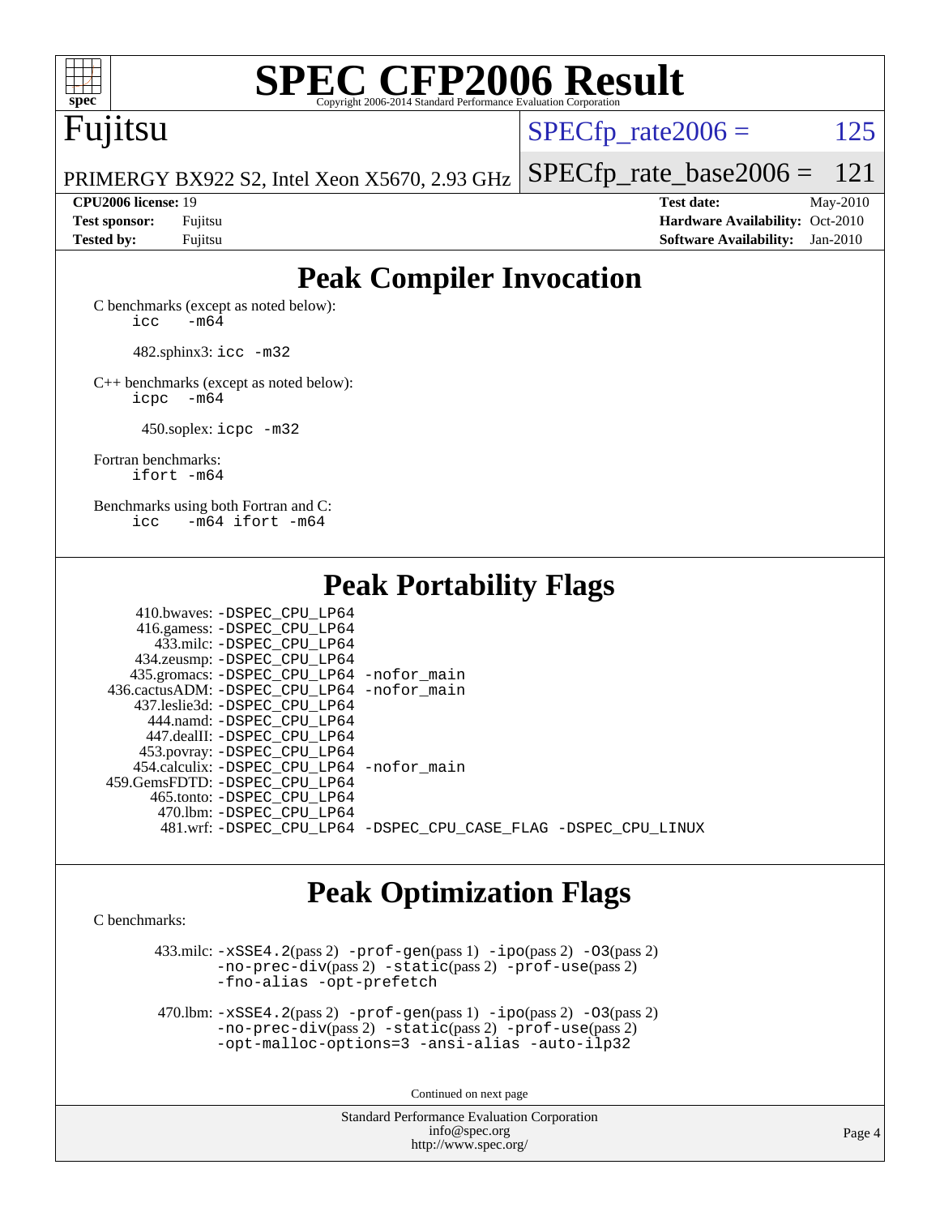# SPEC CFP2006 Result

Copyright 2006-2014 Standard Performance Evaluation Corporation

## Fujitsu

PRIMERGY BX922 S2, Intel Xeon X5670, 2.93 GHz

SPECfp_rate2006 = 125

SPECfp_rate_base2006 = 121

**CPU2006 license:** 19
**Test sponsor:** Fujitsu
**Tested by:** Fujitsu

**Test date:** May-2010
**Hardware Availability:** Oct-2010
**Software Availability:** Jan-2010

## Peak Compiler Invocation

C benchmarks (except as noted below):
`icc -m64`

482.sphinx3: `icc -m32`

C++ benchmarks (except as noted below):
`icpc -m64`

450.soplex: `icpc -m32`

Fortran benchmarks:
`ifort -m64`

Benchmarks using both Fortran and C:
`icc -m64 ifort -m64`

## Peak Portability Flags

410.bwaves: `-DSPEC_CPU_LP64`
416.gamess: `-DSPEC_CPU_LP64`
433.milc: `-DSPEC_CPU_LP64`
434.zeusmp: `-DSPEC_CPU_LP64`
435.gromacs: `-DSPEC_CPU_LP64 -nofor_main`
436.cactusADM: `-DSPEC_CPU_LP64 -nofor_main`
437.leslie3d: `-DSPEC_CPU_LP64`
444.namd: `-DSPEC_CPU_LP64`
447.dealII: `-DSPEC_CPU_LP64`
453.povray: `-DSPEC_CPU_LP64`
454.calculix: `-DSPEC_CPU_LP64 -nofor_main`
459.GemsFDTD: `-DSPEC_CPU_LP64`
465.tonto: `-DSPEC_CPU_LP64`
470.lbm: `-DSPEC_CPU_LP64`
481.wrf: `-DSPEC_CPU_LP64 -DSPEC_CPU_CASE_FLAG -DSPEC_CPU_LINUX`

## Peak Optimization Flags

C benchmarks:

433.milc: `-xSSE4.2`(pass 2) `-prof-gen`(pass 1) `-ipo`(pass 2) `-O3`(pass 2) `-no-prec-div`(pass 2) `-static`(pass 2) `-prof-use`(pass 2) `-fno-alias -opt-prefetch`

470.lbm: `-xSSE4.2`(pass 2) `-prof-gen`(pass 1) `-ipo`(pass 2) `-O3`(pass 2) `-no-prec-div`(pass 2) `-static`(pass 2) `-prof-use`(pass 2) `-opt-malloc-options=3 -ansi-alias -auto-ilp32`

Continued on next page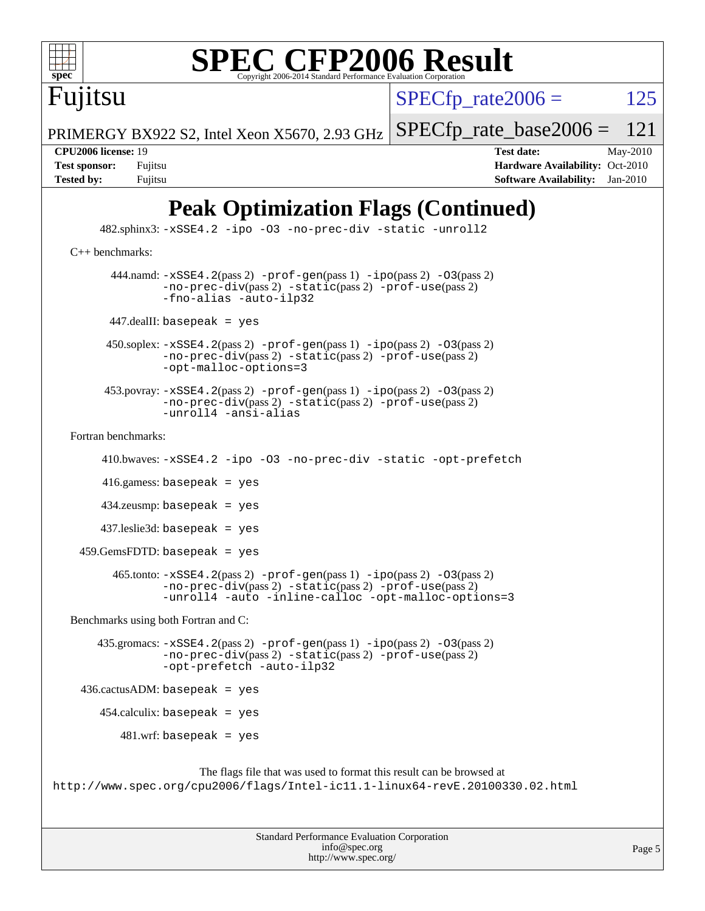# SPEC CFP2006 Result

Copyright 2006-2014 Standard Performance Evaluation Corporation

**Fujitsu**

PRIMERGY BX922 S2, Intel Xeon X5670, 2.93 GHz

SPECfp_rate2006 = 125

SPECfp_rate_base2006 = 121

| | | | |
|---|---|---|---|
| **CPU2006 license:** | 19 | **Test date:** | May-2010 |
| **Test sponsor:** | Fujitsu | **Hardware Availability:** | Oct-2010 |
| **Tested by:** | Fujitsu | **Software Availability:** | Jan-2010 |

## Peak Optimization Flags (Continued)

482.sphinx3: `-xSSE4.2 -ipo -O3 -no-prec-div -static -unroll2`

C++ benchmarks:

444.namd: `-xSSE4.2`(pass 2) `-prof-gen`(pass 1) `-ipo`(pass 2) `-O3`(pass 2) `-no-prec-div`(pass 2) `-static`(pass 2) `-prof-use`(pass 2) `-fno-alias -auto-ilp32`

447.dealII: `basepeak = yes`

450.soplex: `-xSSE4.2`(pass 2) `-prof-gen`(pass 1) `-ipo`(pass 2) `-O3`(pass 2) `-no-prec-div`(pass 2) `-static`(pass 2) `-prof-use`(pass 2) `-opt-malloc-options=3`

453.povray: `-xSSE4.2`(pass 2) `-prof-gen`(pass 1) `-ipo`(pass 2) `-O3`(pass 2) `-no-prec-div`(pass 2) `-static`(pass 2) `-prof-use`(pass 2) `-unroll4 -ansi-alias`

Fortran benchmarks:

410.bwaves: `-xSSE4.2 -ipo -O3 -no-prec-div -static -opt-prefetch`

416.gamess: `basepeak = yes`

434.zeusmp: `basepeak = yes`

437.leslie3d: `basepeak = yes`

459.GemsFDTD: `basepeak = yes`

465.tonto: `-xSSE4.2`(pass 2) `-prof-gen`(pass 1) `-ipo`(pass 2) `-O3`(pass 2) `-no-prec-div`(pass 2) `-static`(pass 2) `-prof-use`(pass 2) `-unroll4 -auto -inline-calloc -opt-malloc-options=3`

Benchmarks using both Fortran and C:

435.gromacs: `-xSSE4.2`(pass 2) `-prof-gen`(pass 1) `-ipo`(pass 2) `-O3`(pass 2) `-no-prec-div`(pass 2) `-static`(pass 2) `-prof-use`(pass 2) `-opt-prefetch -auto-ilp32`

436.cactusADM: `basepeak = yes`

454.calculix: `basepeak = yes`

481.wrf: `basepeak = yes`

The flags file that was used to format this result can be browsed at
http://www.spec.org/cpu2006/flags/Intel-ic11.1-linux64-revE.20100330.02.html

Standard Performance Evaluation Corporation
info@spec.org
http://www.spec.org/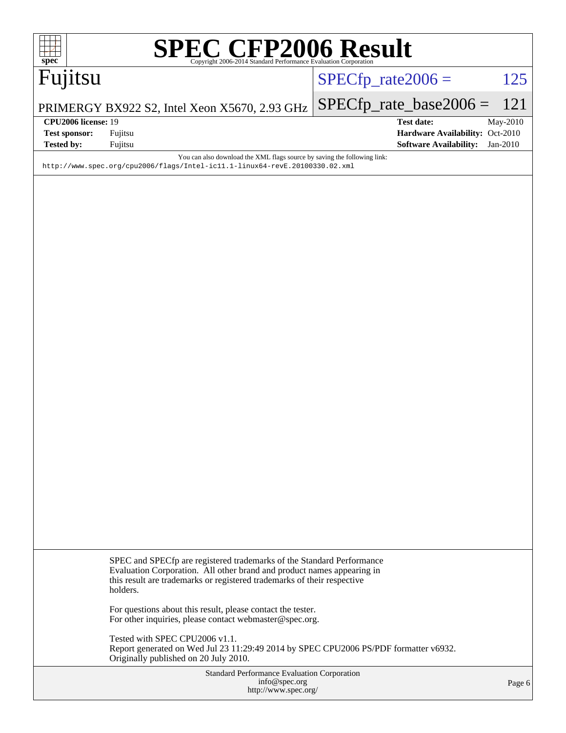# SPEC CFP2006 Result

Copyright 2006-2014 Standard Performance Evaluation Corporation

**Fujitsu**

PRIMERGY BX922 S2, Intel Xeon X5670, 2.93 GHz

SPECfp_rate2006 = 125

SPECfp_rate_base2006 = 121

| | | | |
|---|---|---|---|
| **CPU2006 license:** 19 | | **Test date:** | May-2010 |
| **Test sponsor:** | Fujitsu | **Hardware Availability:** | Oct-2010 |
| **Tested by:** | Fujitsu | **Software Availability:** | Jan-2010 |

You can also download the XML flags source by saving the following link:
http://www.spec.org/cpu2006/flags/Intel-ic11.1-linux64-revE.20100330.02.xml

SPEC and SPECfp are registered trademarks of the Standard Performance Evaluation Corporation. All other brand and product names appearing in this result are trademarks or registered trademarks of their respective holders.

For questions about this result, please contact the tester.
For other inquiries, please contact webmaster@spec.org.

Tested with SPEC CPU2006 v1.1.
Report generated on Wed Jul 23 11:29:49 2014 by SPEC CPU2006 PS/PDF formatter v6932.
Originally published on 20 July 2010.

Standard Performance Evaluation Corporation
info@spec.org
http://www.spec.org/